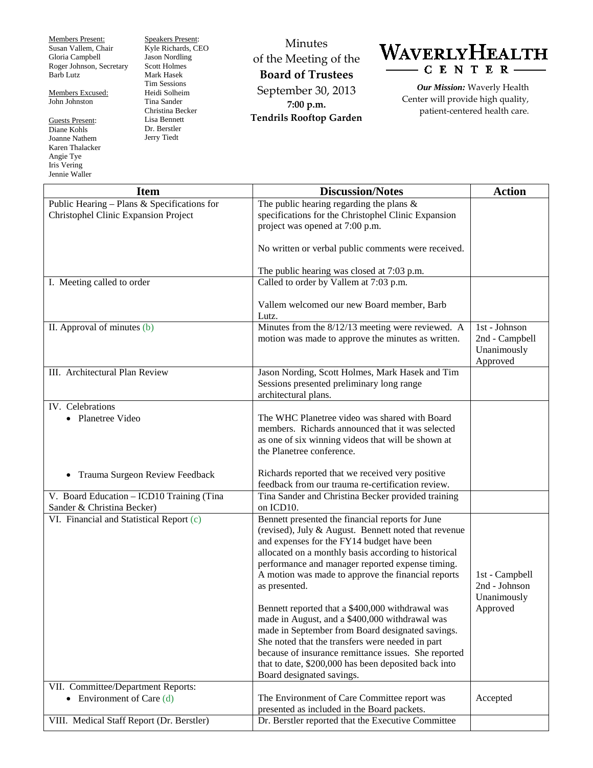Members Present:
Susan Vallem, Chair
Gloria Campbell
Roger Johnson, Secretary
Barb Lutz

Members Excused:
John Johnston

Guests Present:
Diane Kohls
Joanne Nathem
Karen Thalacker
Angie Tye
Iris Vering
Jennie Waller

Speakers Present:
Kyle Richards, CEO
Jason Nordling
Scott Holmes
Mark Hasek
Tim Sessions
Heidi Solheim
Tina Sander
Christina Becker
Lisa Bennett
Dr. Berstler
Jerry Tiedt

Minutes
of the Meeting of the
**Board of Trustees**
September 30, 2013
**7:00 p.m.**
**Tendrils Rooftop Garden**

# WAVERLY HEALTH CENTER

***Our Mission:*** Waverly Health Center will provide high quality, patient-centered health care.

| Item | Discussion/Notes | Action |
|---|---|---|
| Public Hearing – Plans & Specifications for Christophel Clinic Expansion Project | The public hearing regarding the plans & specifications for the Christophel Clinic Expansion project was opened at 7:00 p.m.<br><br>No written or verbal public comments were received.<br><br>The public hearing was closed at 7:03 p.m. | |
| I. Meeting called to order | Called to order by Vallem at 7:03 p.m.<br><br>Vallem welcomed our new Board member, Barb Lutz. | |
| II. Approval of minutes (b) | Minutes from the 8/12/13 meeting were reviewed. A motion was made to approve the minutes as written. | 1st - Johnson<br>2nd - Campbell<br>Unanimously Approved |
| III. Architectural Plan Review | Jason Nording, Scott Holmes, Mark Hasek and Tim Sessions presented preliminary long range architectural plans. | |
| IV. Celebrations<br>• Planetree Video<br><br><br><br>• Trauma Surgeon Review Feedback | The WHC Planetree video was shared with Board members. Richards announced that it was selected as one of six winning videos that will be shown at the Planetree conference.<br><br>Richards reported that we received very positive feedback from our trauma re-certification review. | |
| V. Board Education – ICD10 Training (Tina Sander & Christina Becker) | Tina Sander and Christina Becker provided training on ICD10. | |
| VI. Financial and Statistical Report (c) | Bennett presented the financial reports for June (revised), July & August. Bennett noted that revenue and expenses for the FY14 budget have been allocated on a monthly basis according to historical performance and manager reported expense timing. A motion was made to approve the financial reports as presented.<br><br>Bennett reported that a $400,000 withdrawal was made in August, and a $400,000 withdrawal was made in September from Board designated savings. She noted that the transfers were needed in part because of insurance remittance issues. She reported that to date, $200,000 has been deposited back into Board designated savings. | 1st - Campbell<br>2nd - Johnson<br>Unanimously Approved |
| VII. Committee/Department Reports:<br>• Environment of Care (d) | The Environment of Care Committee report was presented as included in the Board packets. | Accepted |
| VIII. Medical Staff Report (Dr. Berstler) | Dr. Berstler reported that the Executive Committee | |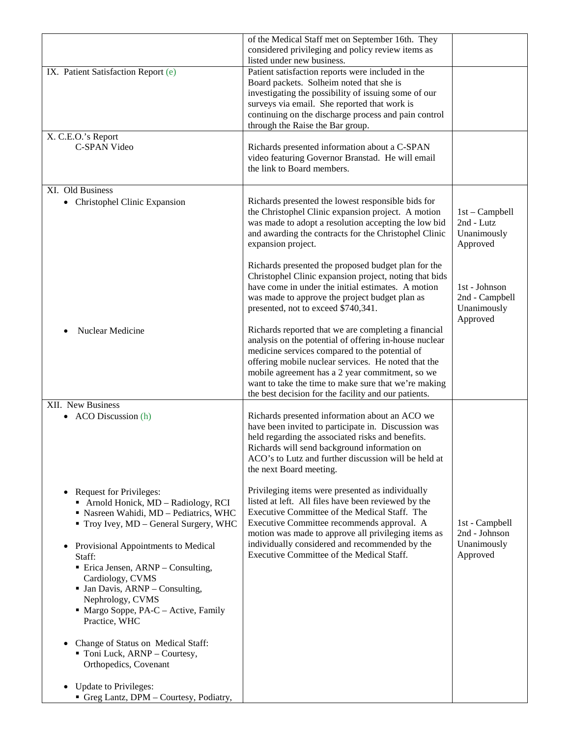| | | |
|---|---|---|
| | of the Medical Staff met on September 16th. They considered privileging and policy review items as listed under new business. | |
| IX. Patient Satisfaction Report (e) | Patient satisfaction reports were included in the Board packets. Solheim noted that she is investigating the possibility of issuing some of our surveys via email. She reported that work is continuing on the discharge process and pain control through the Raise the Bar group. | |
| X. C.E.O.'s Report<br>C-SPAN Video | Richards presented information about a C-SPAN video featuring Governor Branstad. He will email the link to Board members. | |
| XI. Old Business<br>• Christophel Clinic Expansion | Richards presented the lowest responsible bids for the Christophel Clinic expansion project. A motion was made to adopt a resolution accepting the low bid and awarding the contracts for the Christophel Clinic expansion project.<br><br>Richards presented the proposed budget plan for the Christophel Clinic expansion project, noting that bids have come in under the initial estimates. A motion was made to approve the project budget plan as presented, not to exceed $740,341. | 1st – Campbell<br>2nd - Lutz<br>Unanimously Approved<br><br>1st - Johnson<br>2nd - Campbell<br>Unanimously Approved |
| • Nuclear Medicine | Richards reported that we are completing a financial analysis on the potential of offering in-house nuclear medicine services compared to the potential of offering mobile nuclear services. He noted that the mobile agreement has a 2 year commitment, so we want to take the time to make sure that we're making the best decision for the facility and our patients. | |
| XII. New Business<br>• ACO Discussion (h) | Richards presented information about an ACO we have been invited to participate in. Discussion was held regarding the associated risks and benefits. Richards will send background information on ACO's to Lutz and further discussion will be held at the next Board meeting. | |
| • Request for Privileges:<br>▪ Arnold Honick, MD – Radiology, RCI<br>▪ Nasreen Wahidi, MD – Pediatrics, WHC<br>▪ Troy Ivey, MD – General Surgery, WHC<br><br>• Provisional Appointments to Medical Staff:<br>▪ Erica Jensen, ARNP – Consulting, Cardiology, CVMS<br>▪ Jan Davis, ARNP – Consulting, Nephrology, CVMS<br>▪ Margo Soppe, PA-C – Active, Family Practice, WHC<br><br>• Change of Status on Medical Staff:<br>▪ Toni Luck, ARNP – Courtesy, Orthopedics, Covenant<br><br>• Update to Privileges:<br>▪ Greg Lantz, DPM – Courtesy, Podiatry, | Privileging items were presented as individually listed at left. All files have been reviewed by the Executive Committee of the Medical Staff. The Executive Committee recommends approval. A motion was made to approve all privileging items as individually considered and recommended by the Executive Committee of the Medical Staff. | 1st - Campbell<br>2nd - Johnson<br>Unanimously Approved |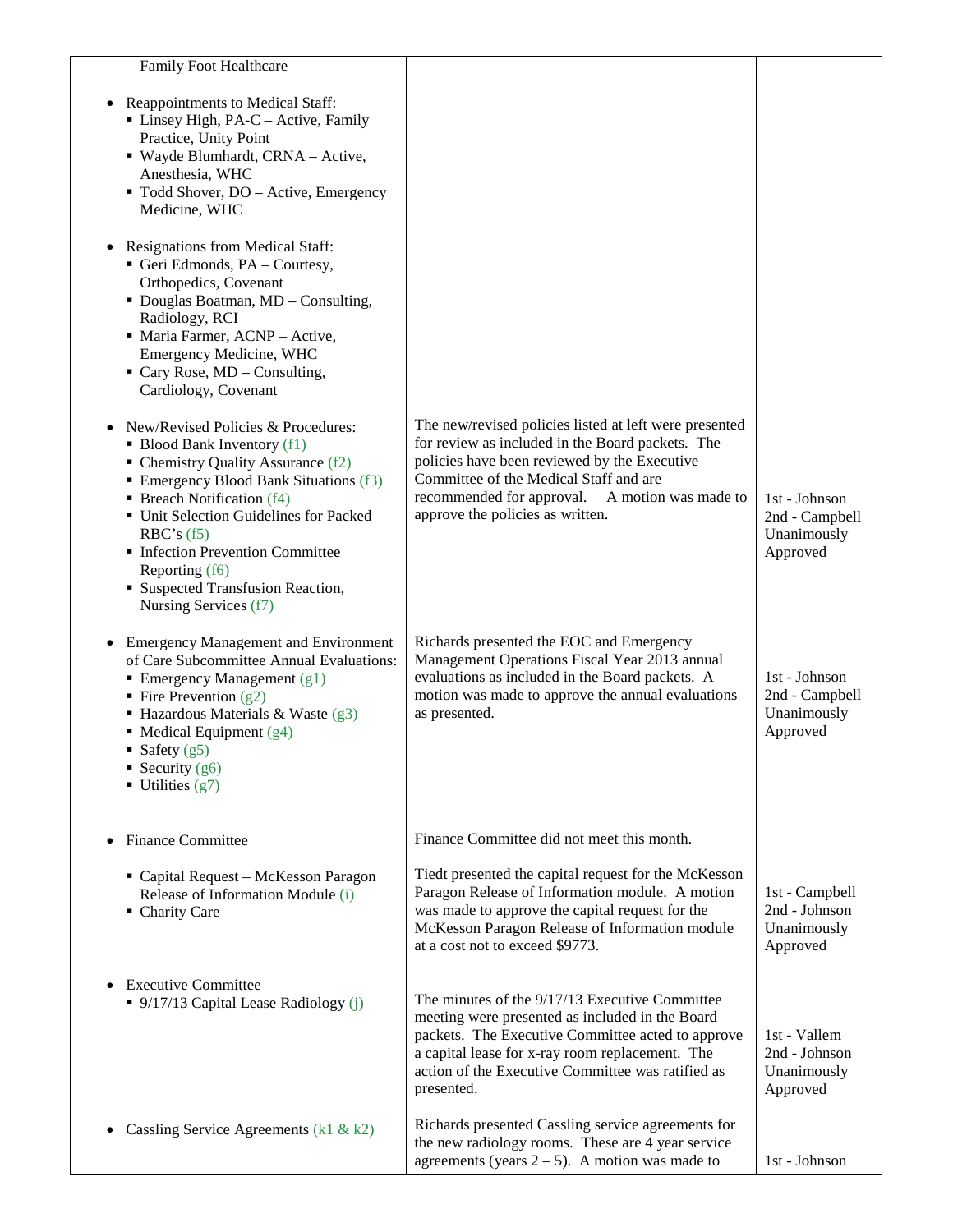| | | |
|---|---|---|
| Family Foot Healthcare<br><br>• Reappointments to Medical Staff:<br>▪ Linsey High, PA-C – Active, Family Practice, Unity Point<br>▪ Wayde Blumhardt, CRNA – Active, Anesthesia, WHC<br>▪ Todd Shover, DO – Active, Emergency Medicine, WHC<br><br>• Resignations from Medical Staff:<br>▪ Geri Edmonds, PA – Courtesy, Orthopedics, Covenant<br>▪ Douglas Boatman, MD – Consulting, Radiology, RCI<br>▪ Maria Farmer, ACNP – Active, Emergency Medicine, WHC<br>▪ Cary Rose, MD – Consulting, Cardiology, Covenant | | |
| • New/Revised Policies & Procedures:<br>▪ Blood Bank Inventory (f1)<br>▪ Chemistry Quality Assurance (f2)<br>▪ Emergency Blood Bank Situations (f3)<br>▪ Breach Notification (f4)<br>▪ Unit Selection Guidelines for Packed RBC's (f5)<br>▪ Infection Prevention Committee Reporting (f6)<br>▪ Suspected Transfusion Reaction, Nursing Services (f7) | The new/revised policies listed at left were presented for review as included in the Board packets. The policies have been reviewed by the Executive Committee of the Medical Staff and are recommended for approval. A motion was made to approve the policies as written. | 1st - Johnson<br>2nd - Campbell<br>Unanimously Approved |
| • Emergency Management and Environment of Care Subcommittee Annual Evaluations:<br>▪ Emergency Management (g1)<br>▪ Fire Prevention (g2)<br>▪ Hazardous Materials & Waste (g3)<br>▪ Medical Equipment (g4)<br>▪ Safety (g5)<br>▪ Security (g6)<br>▪ Utilities (g7) | Richards presented the EOC and Emergency Management Operations Fiscal Year 2013 annual evaluations as included in the Board packets. A motion was made to approve the annual evaluations as presented. | 1st - Johnson<br>2nd - Campbell<br>Unanimously Approved |
| • Finance Committee | Finance Committee did not meet this month. | |
| ▪ Capital Request – McKesson Paragon Release of Information Module (i)<br>▪ Charity Care | Tiedt presented the capital request for the McKesson Paragon Release of Information module. A motion was made to approve the capital request for the McKesson Paragon Release of Information module at a cost not to exceed $9773. | 1st - Campbell<br>2nd - Johnson<br>Unanimously Approved |
| • Executive Committee<br>▪ 9/17/13 Capital Lease Radiology (j) | The minutes of the 9/17/13 Executive Committee meeting were presented as included in the Board packets. The Executive Committee acted to approve a capital lease for x-ray room replacement. The action of the Executive Committee was ratified as presented. | 1st - Vallem<br>2nd - Johnson<br>Unanimously Approved |
| • Cassling Service Agreements (k1 & k2) | Richards presented Cassling service agreements for the new radiology rooms. These are 4 year service agreements (years 2 – 5). A motion was made to | 1st - Johnson |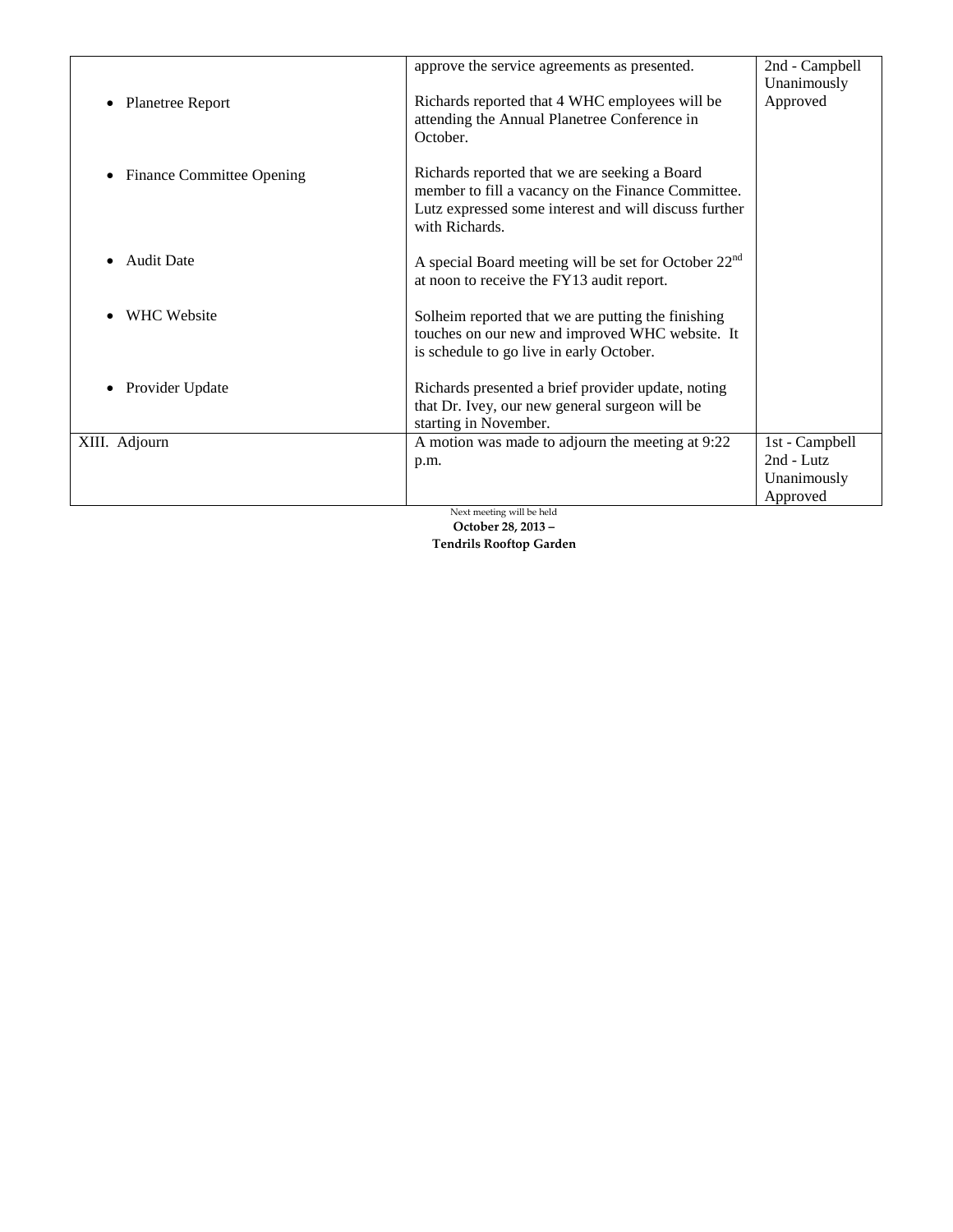| | | |
|---|---|---|
| | approve the service agreements as presented. | 2nd - Campbell Unanimously Approved |
| • Planetree Report | Richards reported that 4 WHC employees will be attending the Annual Planetree Conference in October. | |
| • Finance Committee Opening | Richards reported that we are seeking a Board member to fill a vacancy on the Finance Committee. Lutz expressed some interest and will discuss further with Richards. | |
| • Audit Date | A special Board meeting will be set for October 22nd at noon to receive the FY13 audit report. | |
| • WHC Website | Solheim reported that we are putting the finishing touches on our new and improved WHC website. It is schedule to go live in early October. | |
| • Provider Update | Richards presented a brief provider update, noting that Dr. Ivey, our new general surgeon will be starting in November. | |
| XIII. Adjourn | A motion was made to adjourn the meeting at 9:22 p.m. | 1st - Campbell 2nd - Lutz Unanimously Approved |

Next meeting will be held

**October 28, 2013 –**

**Tendrils Rooftop Garden**